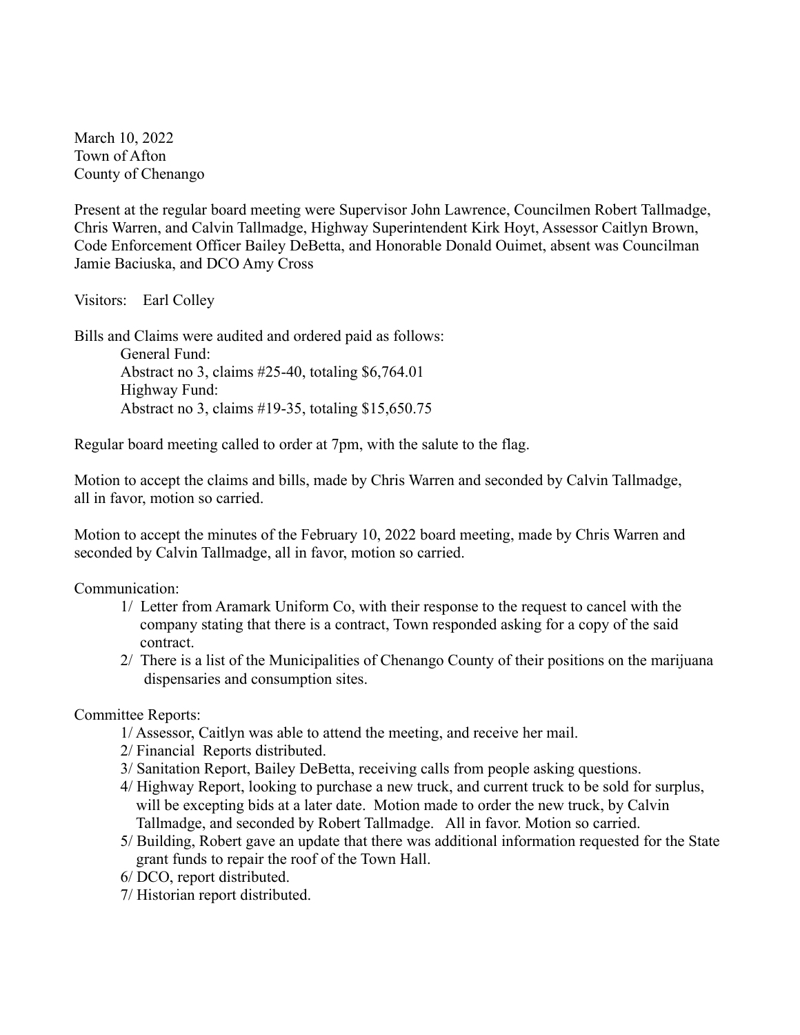March 10, 2022
Town of Afton
County of Chenango

Present at the regular board meeting were Supervisor John Lawrence, Councilmen Robert Tallmadge, Chris Warren, and Calvin Tallmadge, Highway Superintendent Kirk Hoyt, Assessor Caitlyn Brown, Code Enforcement Officer Bailey DeBetta, and Honorable Donald Ouimet, absent was Councilman Jamie Baciuska, and DCO Amy Cross

Visitors: Earl Colley

Bills and Claims were audited and ordered paid as follows:

General Fund:
Abstract no 3, claims #25-40, totaling $6,764.01
Highway Fund:
Abstract no 3, claims #19-35, totaling $15,650.75

Regular board meeting called to order at 7pm, with the salute to the flag.

Motion to accept the claims and bills, made by Chris Warren and seconded by Calvin Tallmadge, all in favor, motion so carried.

Motion to accept the minutes of the February 10, 2022 board meeting, made by Chris Warren and seconded by Calvin Tallmadge, all in favor, motion so carried.

Communication:

1/ Letter from Aramark Uniform Co, with their response to the request to cancel with the company stating that there is a contract, Town responded asking for a copy of the said contract.
2/ There is a list of the Municipalities of Chenango County of their positions on the marijuana dispensaries and consumption sites.

Committee Reports:

1/ Assessor, Caitlyn was able to attend the meeting, and receive her mail.
2/ Financial Reports distributed.
3/ Sanitation Report, Bailey DeBetta, receiving calls from people asking questions.
4/ Highway Report, looking to purchase a new truck, and current truck to be sold for surplus, will be excepting bids at a later date. Motion made to order the new truck, by Calvin Tallmadge, and seconded by Robert Tallmadge. All in favor. Motion so carried.
5/ Building, Robert gave an update that there was additional information requested for the State grant funds to repair the roof of the Town Hall.
6/ DCO, report distributed.
7/ Historian report distributed.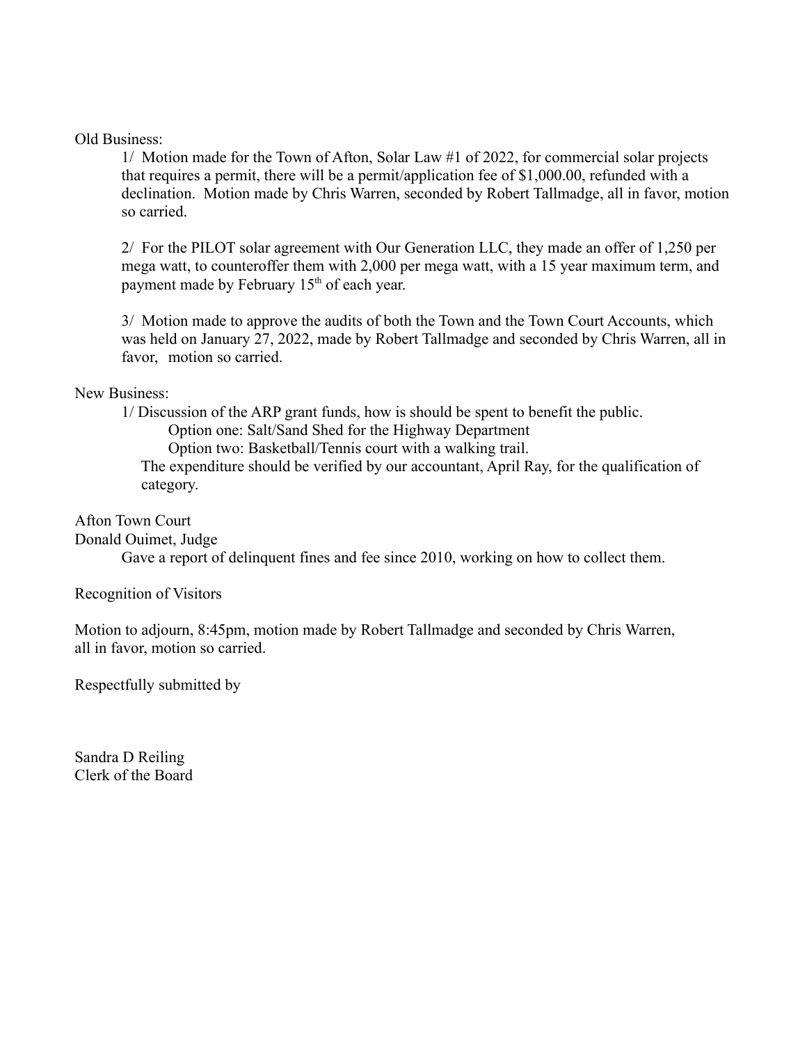Old Business:

1/ Motion made for the Town of Afton, Solar Law #1 of 2022, for commercial solar projects that requires a permit, there will be a permit/application fee of $1,000.00, refunded with a declination. Motion made by Chris Warren, seconded by Robert Tallmadge, all in favor, motion so carried.

2/ For the PILOT solar agreement with Our Generation LLC, they made an offer of 1,250 per mega watt, to counteroffer them with 2,000 per mega watt, with a 15 year maximum term, and payment made by February 15th of each year.

3/ Motion made to approve the audits of both the Town and the Town Court Accounts, which was held on January 27, 2022, made by Robert Tallmadge and seconded by Chris Warren, all in favor, motion so carried.

New Business:

1/ Discussion of the ARP grant funds, how is should be spent to benefit the public.
- Option one: Salt/Sand Shed for the Highway Department
- Option two: Basketball/Tennis court with a walking trail.

The expenditure should be verified by our accountant, April Ray, for the qualification of category.

Afton Town Court
Donald Ouimet, Judge

Gave a report of delinquent fines and fee since 2010, working on how to collect them.

Recognition of Visitors

Motion to adjourn, 8:45pm, motion made by Robert Tallmadge and seconded by Chris Warren, all in favor, motion so carried.

Respectfully submitted by

Sandra D Reiling
Clerk of the Board